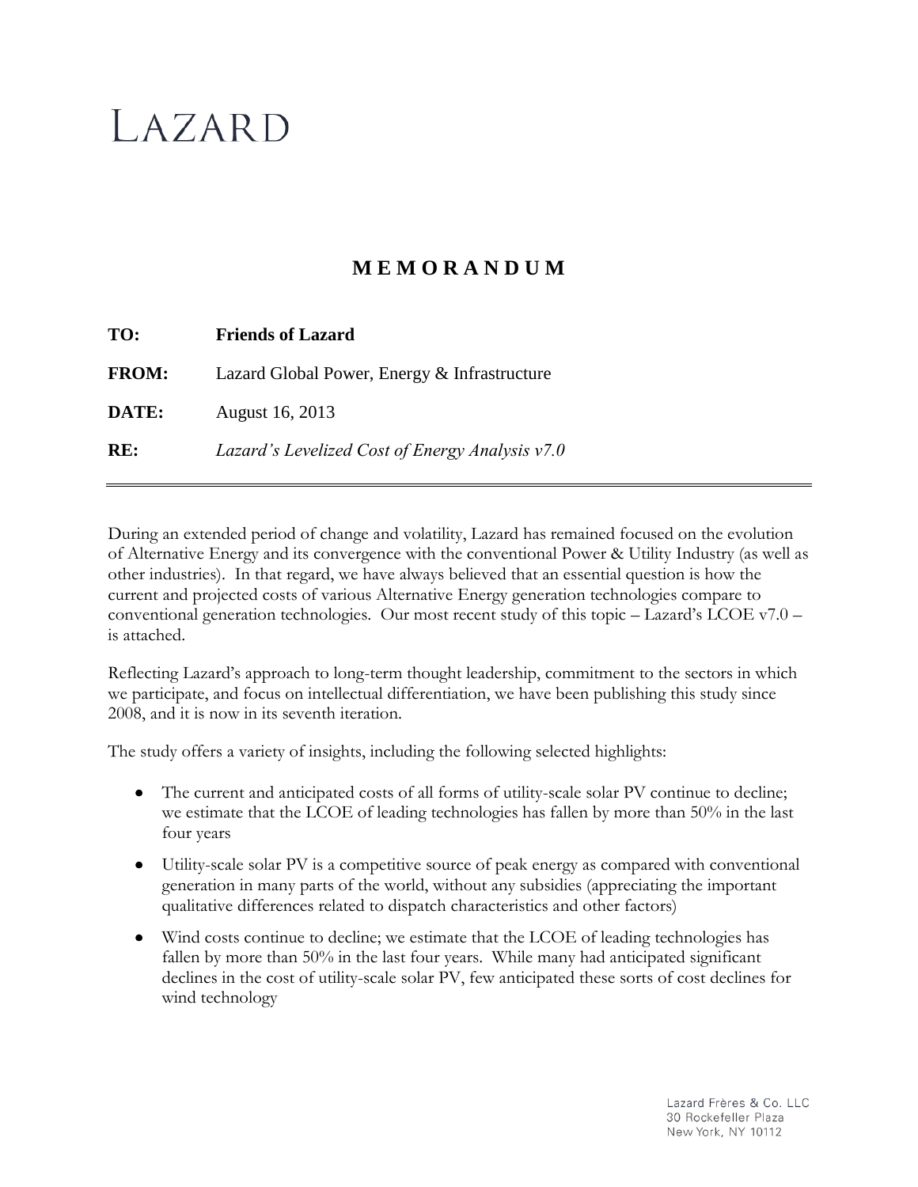# LAZARD

## M E M O R A N D U M

**TO:** **Friends of Lazard**

**FROM:** Lazard Global Power, Energy & Infrastructure

**DATE:** August 16, 2013

**RE:** *Lazard's Levelized Cost of Energy Analysis v7.0*

---

During an extended period of change and volatility, Lazard has remained focused on the evolution of Alternative Energy and its convergence with the conventional Power & Utility Industry (as well as other industries). In that regard, we have always believed that an essential question is how the current and projected costs of various Alternative Energy generation technologies compare to conventional generation technologies. Our most recent study of this topic – Lazard's LCOE v7.0 – is attached.

Reflecting Lazard's approach to long-term thought leadership, commitment to the sectors in which we participate, and focus on intellectual differentiation, we have been publishing this study since 2008, and it is now in its seventh iteration.

The study offers a variety of insights, including the following selected highlights:

- The current and anticipated costs of all forms of utility-scale solar PV continue to decline; we estimate that the LCOE of leading technologies has fallen by more than 50% in the last four years
- Utility-scale solar PV is a competitive source of peak energy as compared with conventional generation in many parts of the world, without any subsidies (appreciating the important qualitative differences related to dispatch characteristics and other factors)
- Wind costs continue to decline; we estimate that the LCOE of leading technologies has fallen by more than 50% in the last four years. While many had anticipated significant declines in the cost of utility-scale solar PV, few anticipated these sorts of cost declines for wind technology

Lazard Frères & Co. LLC
30 Rockefeller Plaza
New York, NY 10112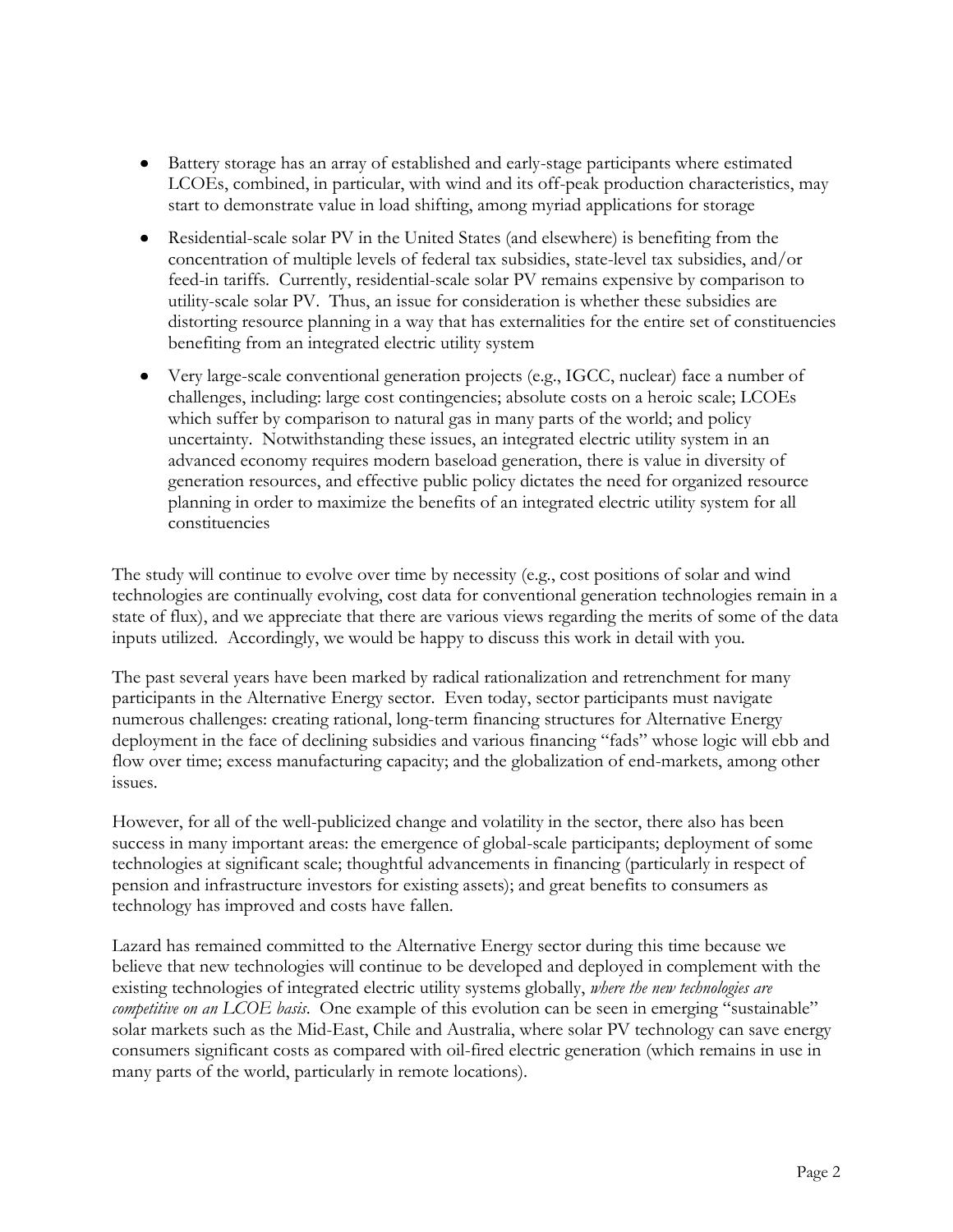- Battery storage has an array of established and early-stage participants where estimated LCOEs, combined, in particular, with wind and its off-peak production characteristics, may start to demonstrate value in load shifting, among myriad applications for storage
- Residential-scale solar PV in the United States (and elsewhere) is benefiting from the concentration of multiple levels of federal tax subsidies, state-level tax subsidies, and/or feed-in tariffs. Currently, residential-scale solar PV remains expensive by comparison to utility-scale solar PV. Thus, an issue for consideration is whether these subsidies are distorting resource planning in a way that has externalities for the entire set of constituencies benefiting from an integrated electric utility system
- Very large-scale conventional generation projects (e.g., IGCC, nuclear) face a number of challenges, including: large cost contingencies; absolute costs on a heroic scale; LCOEs which suffer by comparison to natural gas in many parts of the world; and policy uncertainty. Notwithstanding these issues, an integrated electric utility system in an advanced economy requires modern baseload generation, there is value in diversity of generation resources, and effective public policy dictates the need for organized resource planning in order to maximize the benefits of an integrated electric utility system for all constituencies

The study will continue to evolve over time by necessity (e.g., cost positions of solar and wind technologies are continually evolving, cost data for conventional generation technologies remain in a state of flux), and we appreciate that there are various views regarding the merits of some of the data inputs utilized. Accordingly, we would be happy to discuss this work in detail with you.

The past several years have been marked by radical rationalization and retrenchment for many participants in the Alternative Energy sector. Even today, sector participants must navigate numerous challenges: creating rational, long-term financing structures for Alternative Energy deployment in the face of declining subsidies and various financing "fads" whose logic will ebb and flow over time; excess manufacturing capacity; and the globalization of end-markets, among other issues.

However, for all of the well-publicized change and volatility in the sector, there also has been success in many important areas: the emergence of global-scale participants; deployment of some technologies at significant scale; thoughtful advancements in financing (particularly in respect of pension and infrastructure investors for existing assets); and great benefits to consumers as technology has improved and costs have fallen.

Lazard has remained committed to the Alternative Energy sector during this time because we believe that new technologies will continue to be developed and deployed in complement with the existing technologies of integrated electric utility systems globally, *where the new technologies are competitive on an LCOE basis*. One example of this evolution can be seen in emerging "sustainable" solar markets such as the Mid-East, Chile and Australia, where solar PV technology can save energy consumers significant costs as compared with oil-fired electric generation (which remains in use in many parts of the world, particularly in remote locations).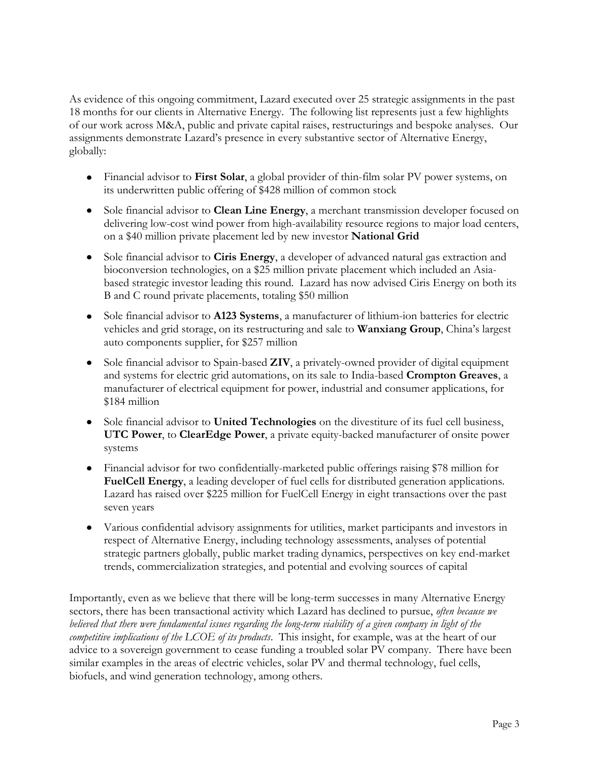As evidence of this ongoing commitment, Lazard executed over 25 strategic assignments in the past 18 months for our clients in Alternative Energy. The following list represents just a few highlights of our work across M&A, public and private capital raises, restructurings and bespoke analyses. Our assignments demonstrate Lazard's presence in every substantive sector of Alternative Energy, globally:

- Financial advisor to **First Solar**, a global provider of thin-film solar PV power systems, on its underwritten public offering of $428 million of common stock
- Sole financial advisor to **Clean Line Energy**, a merchant transmission developer focused on delivering low-cost wind power from high-availability resource regions to major load centers, on a $40 million private placement led by new investor **National Grid**
- Sole financial advisor to **Ciris Energy**, a developer of advanced natural gas extraction and bioconversion technologies, on a $25 million private placement which included an Asia-based strategic investor leading this round. Lazard has now advised Ciris Energy on both its B and C round private placements, totaling $50 million
- Sole financial advisor to **A123 Systems**, a manufacturer of lithium-ion batteries for electric vehicles and grid storage, on its restructuring and sale to **Wanxiang Group**, China's largest auto components supplier, for $257 million
- Sole financial advisor to Spain-based **ZIV**, a privately-owned provider of digital equipment and systems for electric grid automations, on its sale to India-based **Crompton Greaves**, a manufacturer of electrical equipment for power, industrial and consumer applications, for $184 million
- Sole financial advisor to **United Technologies** on the divestiture of its fuel cell business, **UTC Power**, to **ClearEdge Power**, a private equity-backed manufacturer of onsite power systems
- Financial advisor for two confidentially-marketed public offerings raising $78 million for **FuelCell Energy**, a leading developer of fuel cells for distributed generation applications. Lazard has raised over $225 million for FuelCell Energy in eight transactions over the past seven years
- Various confidential advisory assignments for utilities, market participants and investors in respect of Alternative Energy, including technology assessments, analyses of potential strategic partners globally, public market trading dynamics, perspectives on key end-market trends, commercialization strategies, and potential and evolving sources of capital

Importantly, even as we believe that there will be long-term successes in many Alternative Energy sectors, there has been transactional activity which Lazard has declined to pursue, *often because we believed that there were fundamental issues regarding the long-term viability of a given company in light of the competitive implications of the LCOE of its products*. This insight, for example, was at the heart of our advice to a sovereign government to cease funding a troubled solar PV company. There have been similar examples in the areas of electric vehicles, solar PV and thermal technology, fuel cells, biofuels, and wind generation technology, among others.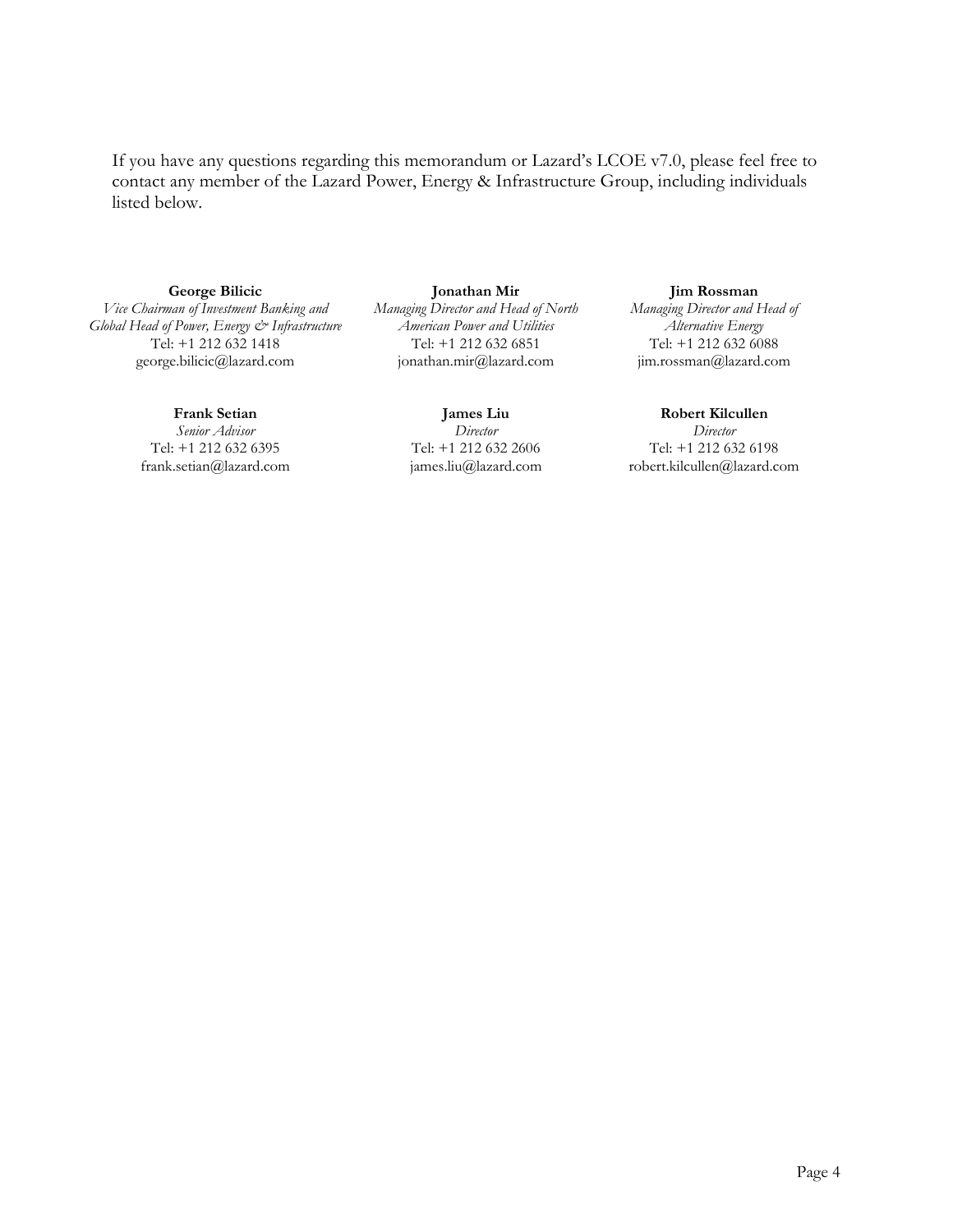If you have any questions regarding this memorandum or Lazard's LCOE v7.0, please feel free to contact any member of the Lazard Power, Energy & Infrastructure Group, including individuals listed below.

**George Bilicic**
*Vice Chairman of Investment Banking and Global Head of Power, Energy & Infrastructure*
Tel: +1 212 632 1418
george.bilicic@lazard.com

**Jonathan Mir**
*Managing Director and Head of North American Power and Utilities*
Tel: +1 212 632 6851
jonathan.mir@lazard.com

**Jim Rossman**
*Managing Director and Head of Alternative Energy*
Tel: +1 212 632 6088
jim.rossman@lazard.com

**Frank Setian**
*Senior Advisor*
Tel: +1 212 632 6395
frank.setian@lazard.com

**James Liu**
*Director*
Tel: +1 212 632 2606
james.liu@lazard.com

**Robert Kilcullen**
*Director*
Tel: +1 212 632 6198
robert.kilcullen@lazard.com